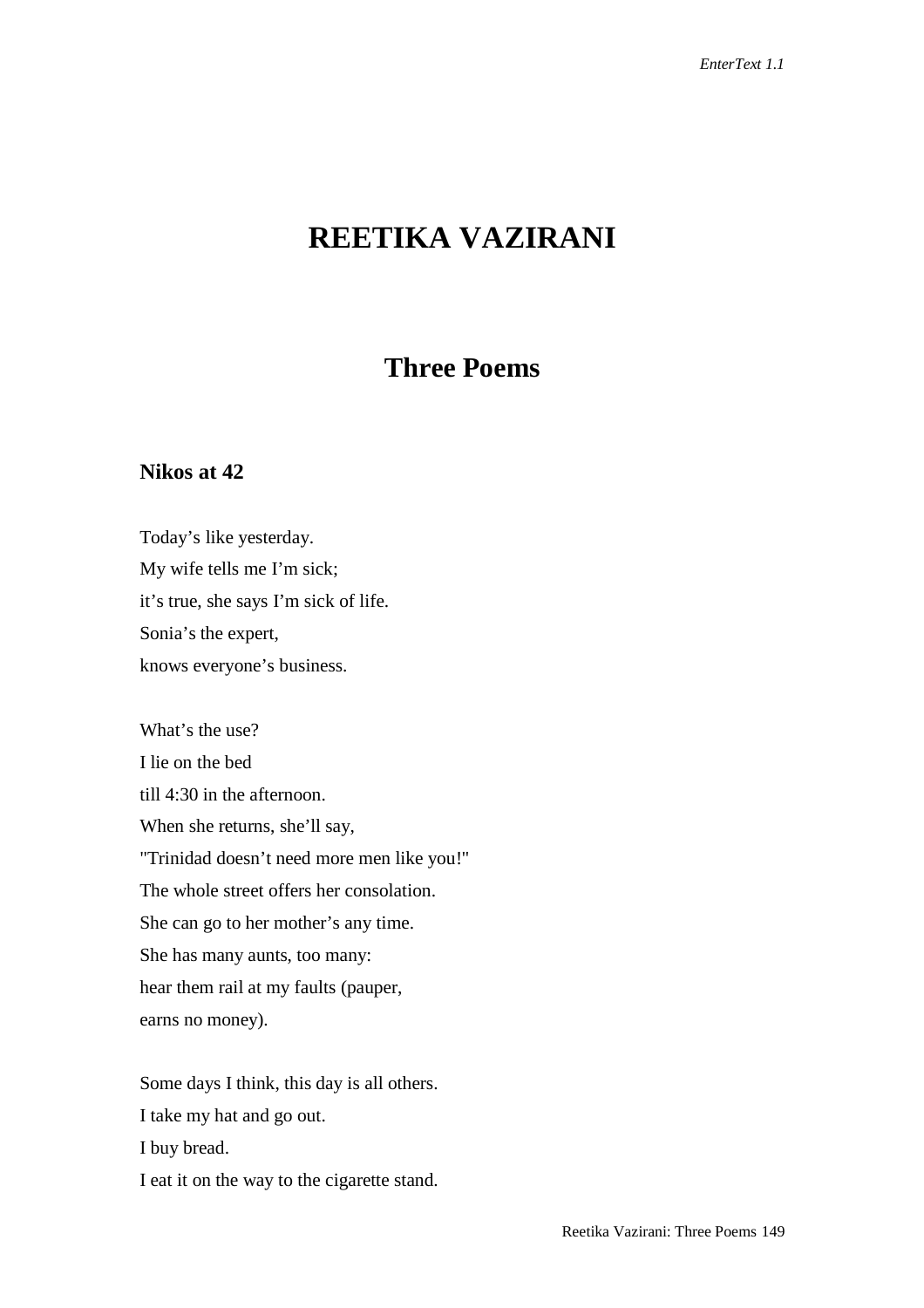# REETIKA VAZIRANI

## Three Poems

### Nikos at 42

Today’s like yesterday.
My wife tells me I’m sick;
it’s true, she says I’m sick of life.
Sonia’s the expert,
knows everyone’s business.

What’s the use?
I lie on the bed
till 4:30 in the afternoon.
When she returns, she’ll say,
"Trinidad doesn’t need more men like you!"
The whole street offers her consolation.
She can go to her mother’s any time.
She has many aunts, too many:
hear them rail at my faults (pauper,
earns no money).

Some days I think, this day is all others.
I take my hat and go out.
I buy bread.
I eat it on the way to the cigarette stand.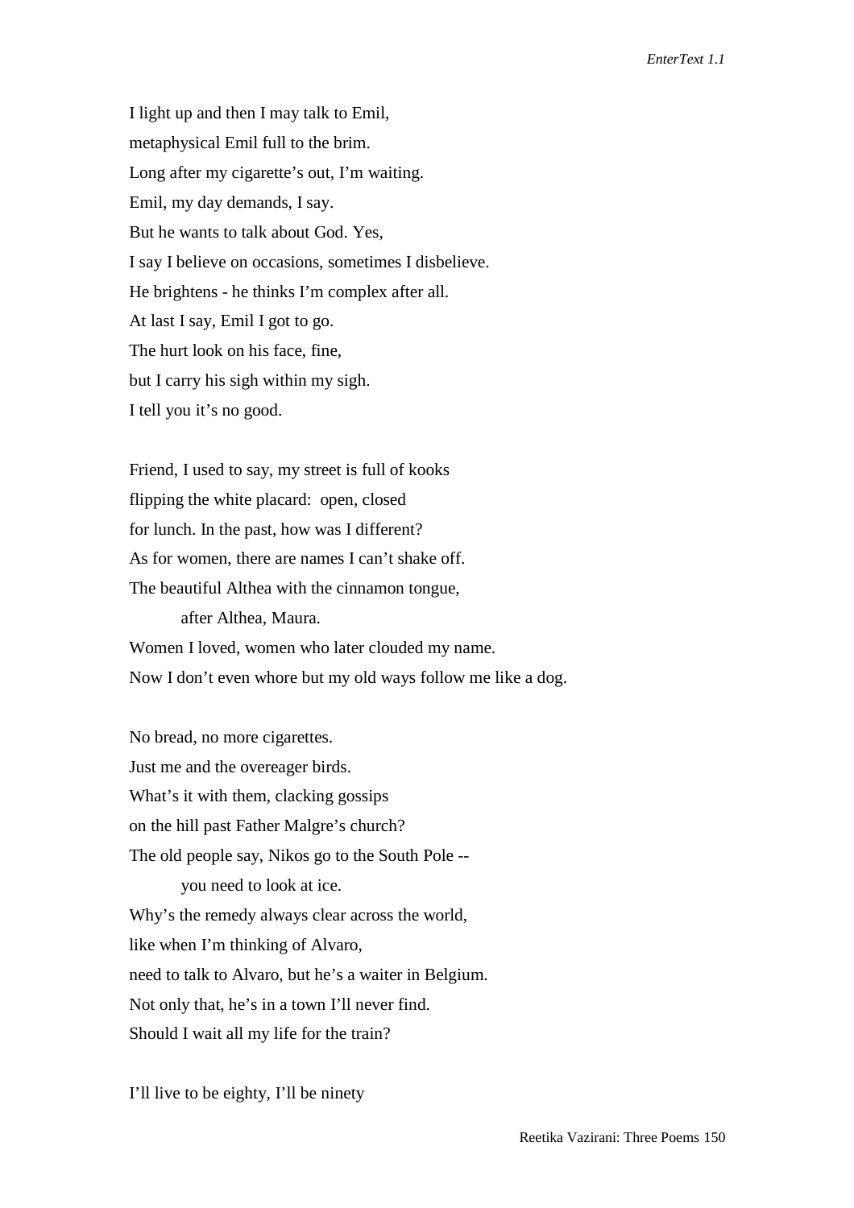I light up and then I may talk to Emil,  
metaphysical Emil full to the brim.  
Long after my cigarette's out, I'm waiting.  
Emil, my day demands, I say.  
But he wants to talk about God. Yes,  
I say I believe on occasions, sometimes I disbelieve.  
He brightens - he thinks I'm complex after all.  
At last I say, Emil I got to go.  
The hurt look on his face, fine,  
but I carry his sigh within my sigh.  
I tell you it's no good.

Friend, I used to say, my street is full of kooks  
flipping the white placard:  open, closed  
for lunch. In the past, how was I different?  
As for women, there are names I can't shake off.  
The beautiful Althea with the cinnamon tongue,  
&nbsp;&nbsp;&nbsp;&nbsp;&nbsp;&nbsp;&nbsp;&nbsp;after Althea, Maura.  
Women I loved, women who later clouded my name.  
Now I don't even whore but my old ways follow me like a dog.

No bread, no more cigarettes.  
Just me and the overeager birds.  
What's it with them, clacking gossips  
on the hill past Father Malgre's church?  
The old people say, Nikos go to the South Pole --  
&nbsp;&nbsp;&nbsp;&nbsp;&nbsp;&nbsp;&nbsp;&nbsp;you need to look at ice.  
Why's the remedy always clear across the world,  
like when I'm thinking of Alvaro,  
need to talk to Alvaro, but he's a waiter in Belgium.  
Not only that, he's in a town I'll never find.  
Should I wait all my life for the train?

I'll live to be eighty, I'll be ninety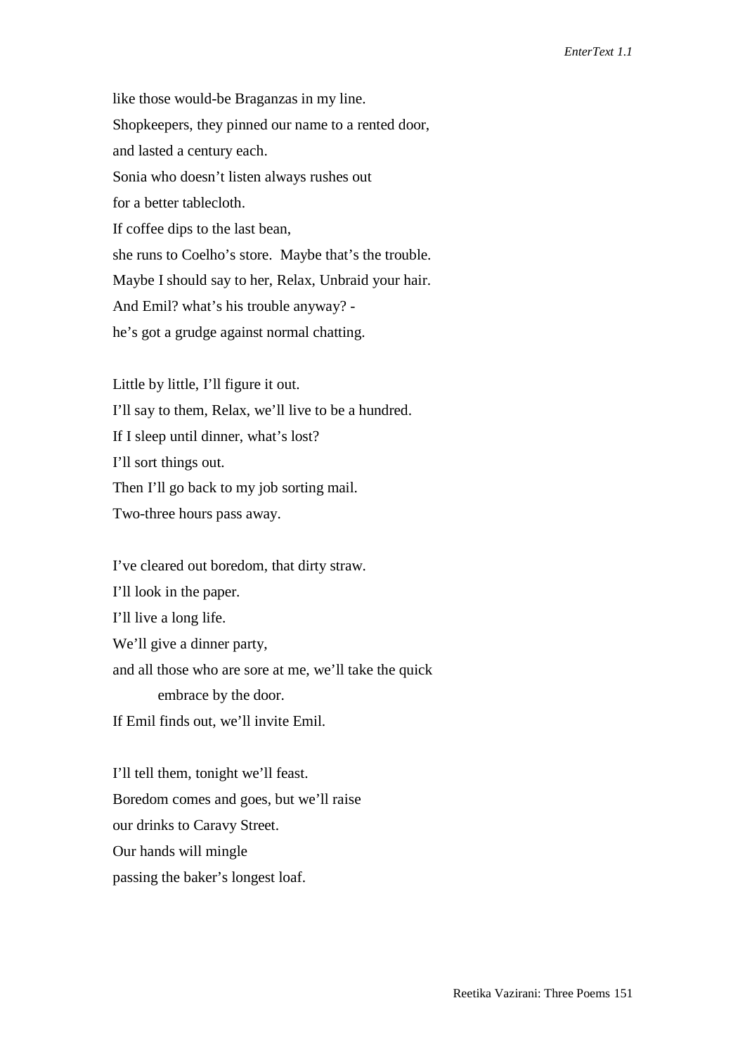like those would-be Braganzas in my line.
Shopkeepers, they pinned our name to a rented door,
and lasted a century each.
Sonia who doesn't listen always rushes out
for a better tablecloth.
If coffee dips to the last bean,
she runs to Coelho's store.  Maybe that's the trouble.
Maybe I should say to her, Relax, Unbraid your hair.
And Emil? what's his trouble anyway? -
he's got a grudge against normal chatting.

Little by little, I'll figure it out.
I'll say to them, Relax, we'll live to be a hundred.
If I sleep until dinner, what's lost?
I'll sort things out.
Then I'll go back to my job sorting mail.
Two-three hours pass away.

I've cleared out boredom, that dirty straw.
I'll look in the paper.
I'll live a long life.
We'll give a dinner party,
and all those who are sore at me, we'll take the quick
        embrace by the door.
If Emil finds out, we'll invite Emil.

I'll tell them, tonight we'll feast.
Boredom comes and goes, but we'll raise
our drinks to Caravy Street.
Our hands will mingle
passing the baker's longest loaf.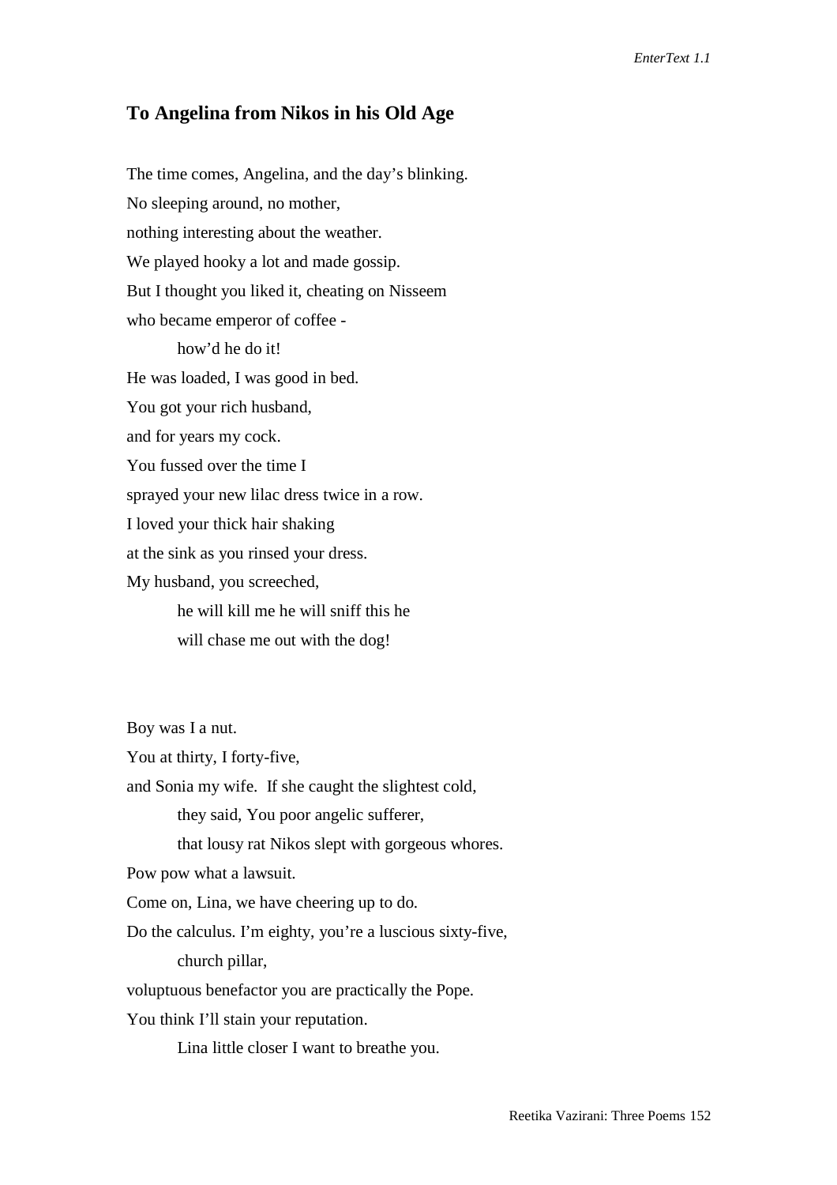## To Angelina from Nikos in his Old Age

The time comes, Angelina, and the day's blinking.  
No sleeping around, no mother,  
nothing interesting about the weather.  
We played hooky a lot and made gossip.  
But I thought you liked it, cheating on Nisseem  
who became emperor of coffee -  
&nbsp;&nbsp;&nbsp;&nbsp;&nbsp;&nbsp;&nbsp;&nbsp;how'd he do it!  
He was loaded, I was good in bed.  
You got your rich husband,  
and for years my cock.  
You fussed over the time I  
sprayed your new lilac dress twice in a row.  
I loved your thick hair shaking  
at the sink as you rinsed your dress.  
My husband, you screeched,  
&nbsp;&nbsp;&nbsp;&nbsp;&nbsp;&nbsp;&nbsp;&nbsp;he will kill me he will sniff this he  
&nbsp;&nbsp;&nbsp;&nbsp;&nbsp;&nbsp;&nbsp;&nbsp;will chase me out with the dog!

Boy was I a nut.  
You at thirty, I forty-five,  
and Sonia my wife. If she caught the slightest cold,  
&nbsp;&nbsp;&nbsp;&nbsp;&nbsp;&nbsp;&nbsp;&nbsp;they said, You poor angelic sufferer,  
&nbsp;&nbsp;&nbsp;&nbsp;&nbsp;&nbsp;&nbsp;&nbsp;that lousy rat Nikos slept with gorgeous whores.  
Pow pow what a lawsuit.  
Come on, Lina, we have cheering up to do.  
Do the calculus. I'm eighty, you're a luscious sixty-five,  
&nbsp;&nbsp;&nbsp;&nbsp;&nbsp;&nbsp;&nbsp;&nbsp;church pillar,  
voluptuous benefactor you are practically the Pope.  
You think I'll stain your reputation.  
&nbsp;&nbsp;&nbsp;&nbsp;&nbsp;&nbsp;&nbsp;&nbsp;Lina little closer I want to breathe you.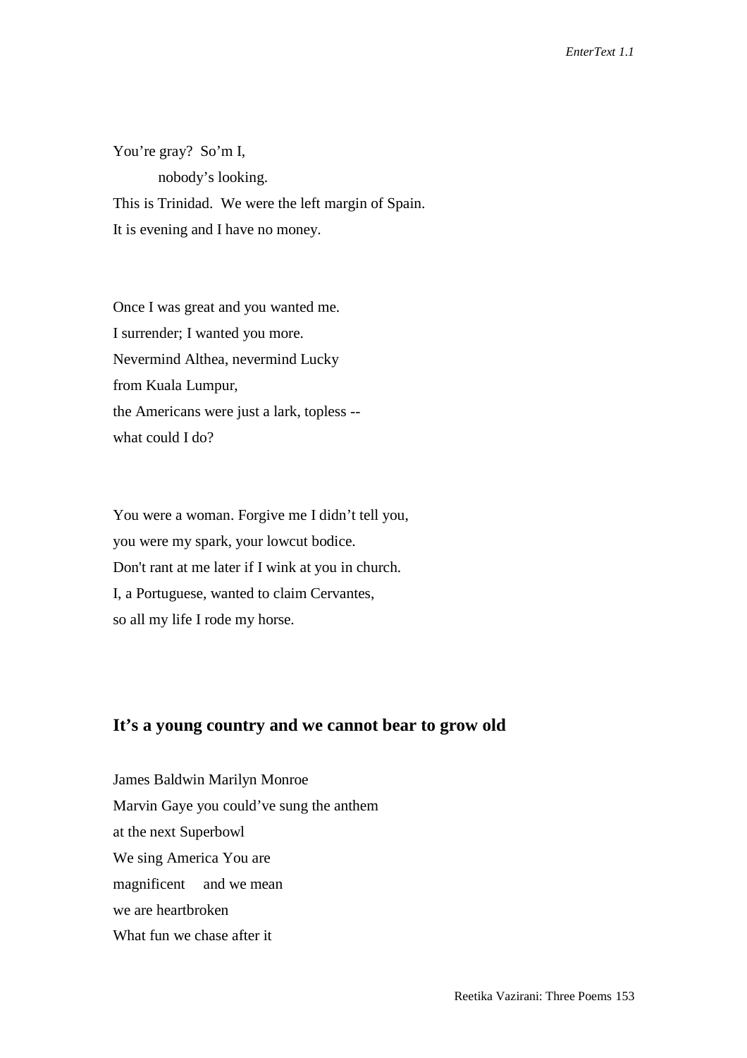You're gray? So'm I,
        nobody's looking.
This is Trinidad. We were the left margin of Spain.
It is evening and I have no money.

Once I was great and you wanted me.
I surrender; I wanted you more.
Nevermind Althea, nevermind Lucky
from Kuala Lumpur,
the Americans were just a lark, topless --
what could I do?

You were a woman. Forgive me I didn't tell you,
you were my spark, your lowcut bodice.
Don't rant at me later if I wink at you in church.
I, a Portuguese, wanted to claim Cervantes,
so all my life I rode my horse.

## It's a young country and we cannot bear to grow old

James Baldwin Marilyn Monroe
Marvin Gaye you could've sung the anthem
at the next Superbowl
We sing America You are
magnificent     and we mean
we are heartbroken
What fun we chase after it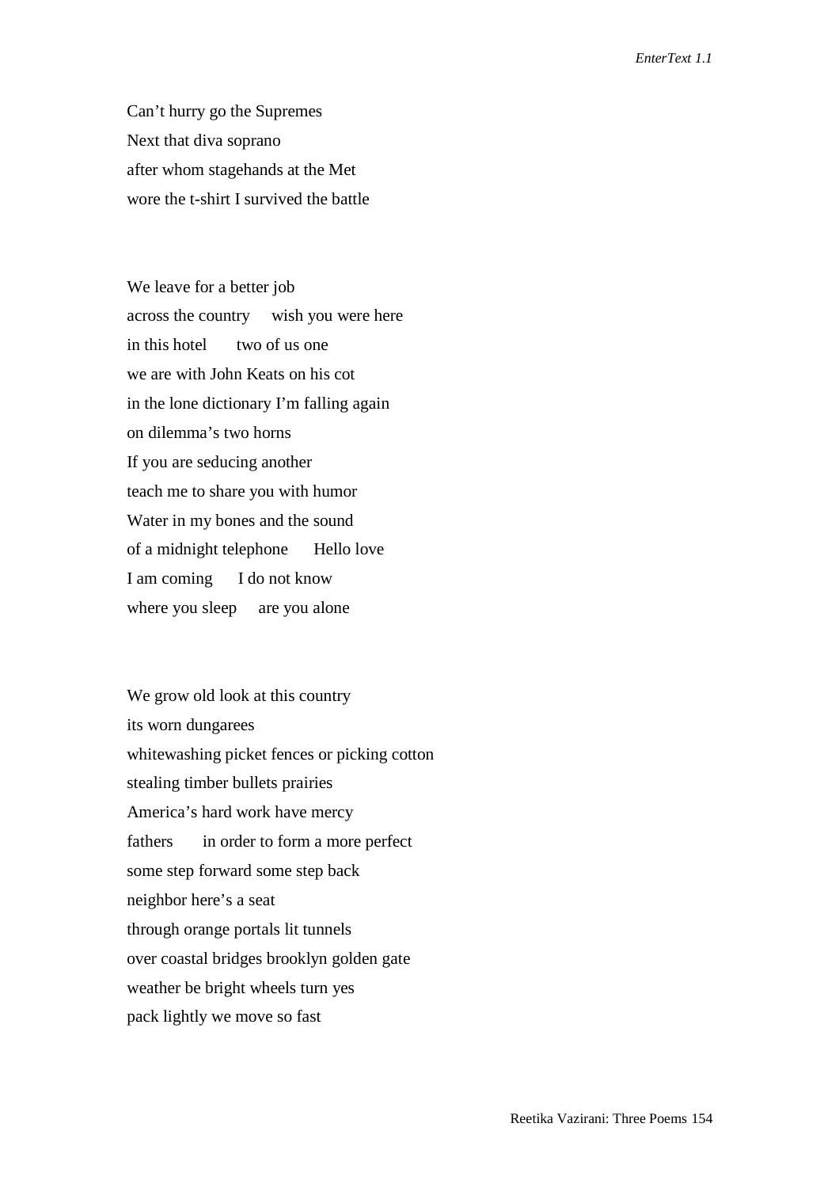Can't hurry go the Supremes  
Next that diva soprano  
after whom stagehands at the Met  
wore the t-shirt I survived the battle

We leave for a better job  
across the country     wish you were here  
in this hotel     two of us one  
we are with John Keats on his cot  
in the lone dictionary I'm falling again  
on dilemma's two horns  
If you are seducing another  
teach me to share you with humor  
Water in my bones and the sound  
of a midnight telephone     Hello love  
I am coming     I do not know  
where you sleep     are you alone

We grow old look at this country  
its worn dungarees  
whitewashing picket fences or picking cotton  
stealing timber bullets prairies  
America's hard work have mercy  
fathers     in order to form a more perfect  
some step forward some step back  
neighbor here's a seat  
through orange portals lit tunnels  
over coastal bridges brooklyn golden gate  
weather be bright wheels turn yes  
pack lightly we move so fast